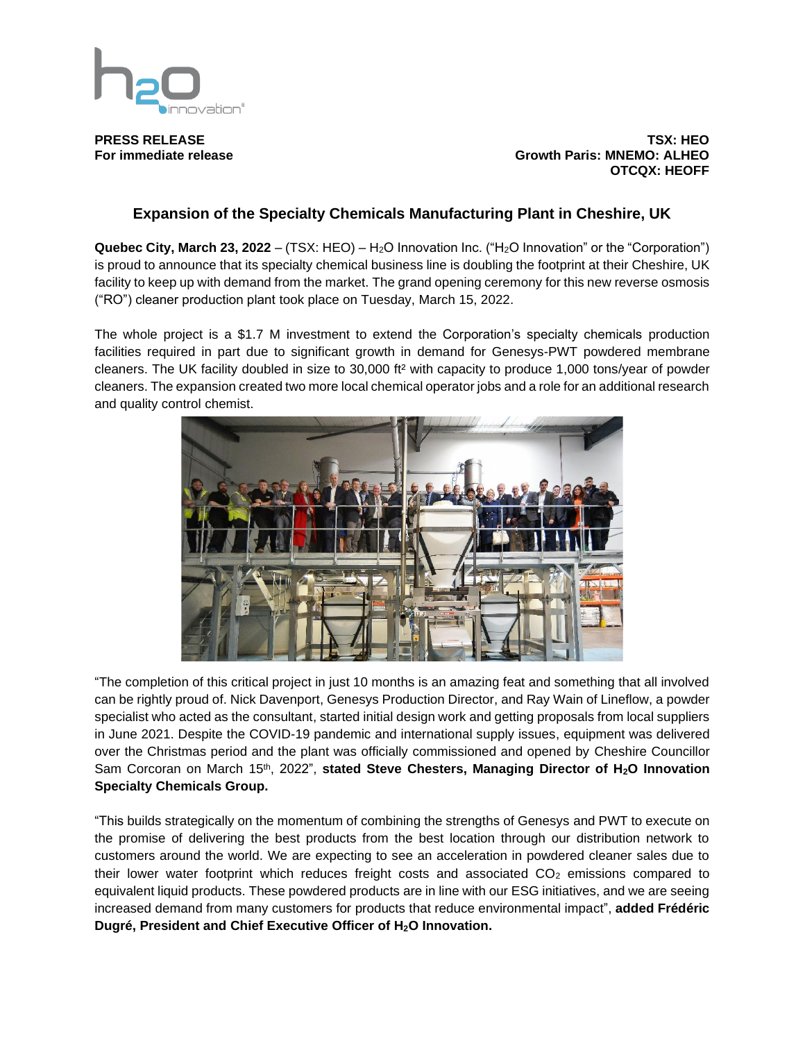**PRESS RELEASE**
**For immediate release**

**TSX: HEO**
**Growth Paris: MNEMO: ALHEO**
**OTCQX: HEOFF**

## Expansion of the Specialty Chemicals Manufacturing Plant in Cheshire, UK

**Quebec City, March 23, 2022** – (TSX: HEO) – $H_2O$ Innovation Inc. ("$H_2O$ Innovation" or the "Corporation") is proud to announce that its specialty chemical business line is doubling the footprint at their Cheshire, UK facility to keep up with demand from the market. The grand opening ceremony for this new reverse osmosis ("RO") cleaner production plant took place on Tuesday, March 15, 2022.

The whole project is a $1.7 M investment to extend the Corporation's specialty chemicals production facilities required in part due to significant growth in demand for Genesys-PWT powdered membrane cleaners. The UK facility doubled in size to 30,000 ft² with capacity to produce 1,000 tons/year of powder cleaners. The expansion created two more local chemical operator jobs and a role for an additional research and quality control chemist.

"The completion of this critical project in just 10 months is an amazing feat and something that all involved can be rightly proud of. Nick Davenport, Genesys Production Director, and Ray Wain of Lineflow, a powder specialist who acted as the consultant, started initial design work and getting proposals from local suppliers in June 2021. Despite the COVID-19 pandemic and international supply issues, equipment was delivered over the Christmas period and the plant was officially commissioned and opened by Cheshire Councillor Sam Corcoran on March 15th, 2022", **stated Steve Chesters, Managing Director of $H_2O$ Innovation Specialty Chemicals Group.**

"This builds strategically on the momentum of combining the strengths of Genesys and PWT to execute on the promise of delivering the best products from the best location through our distribution network to customers around the world. We are expecting to see an acceleration in powdered cleaner sales due to their lower water footprint which reduces freight costs and associated $CO_2$ emissions compared to equivalent liquid products. These powdered products are in line with our ESG initiatives, and we are seeing increased demand from many customers for products that reduce environmental impact", **added Frédéric Dugré, President and Chief Executive Officer of $H_2O$ Innovation.**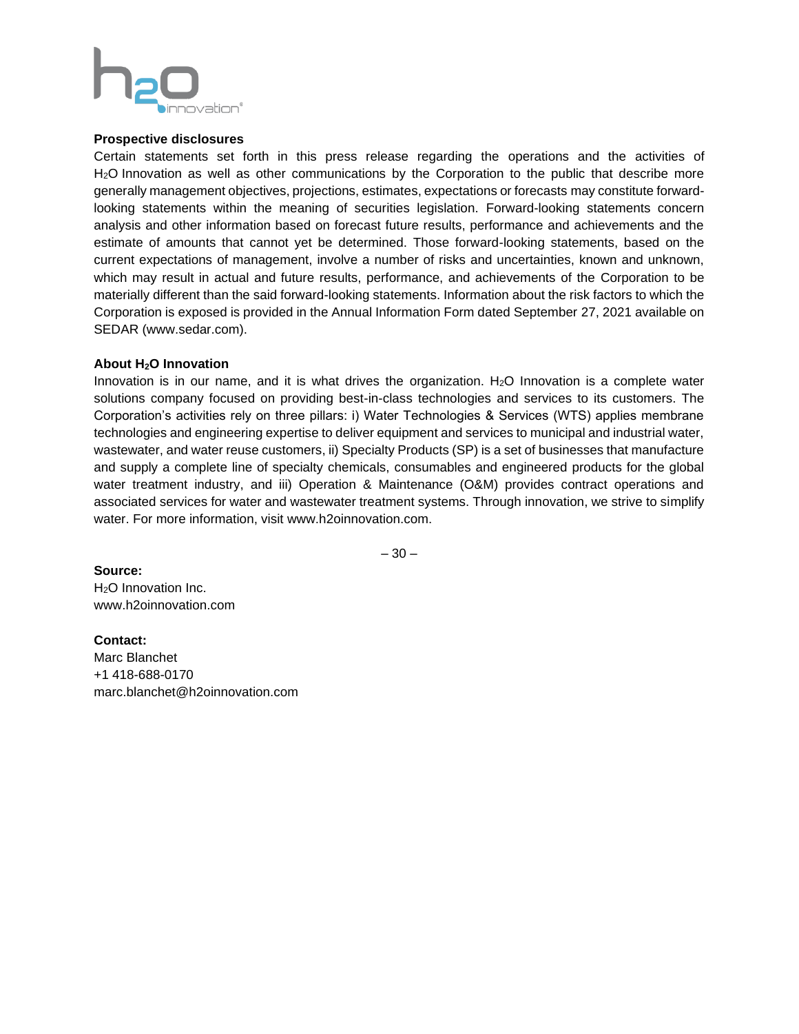**Prospective disclosures**

Certain statements set forth in this press release regarding the operations and the activities of $H_2O$ Innovation as well as other communications by the Corporation to the public that describe more generally management objectives, projections, estimates, expectations or forecasts may constitute forward-looking statements within the meaning of securities legislation. Forward-looking statements concern analysis and other information based on forecast future results, performance and achievements and the estimate of amounts that cannot yet be determined. Those forward-looking statements, based on the current expectations of management, involve a number of risks and uncertainties, known and unknown, which may result in actual and future results, performance, and achievements of the Corporation to be materially different than the said forward-looking statements. Information about the risk factors to which the Corporation is exposed is provided in the Annual Information Form dated September 27, 2021 available on SEDAR (www.sedar.com).

**About $H_2O$ Innovation**

Innovation is in our name, and it is what drives the organization. $H_2O$ Innovation is a complete water solutions company focused on providing best-in-class technologies and services to its customers. The Corporation's activities rely on three pillars: i) Water Technologies & Services (WTS) applies membrane technologies and engineering expertise to deliver equipment and services to municipal and industrial water, wastewater, and water reuse customers, ii) Specialty Products (SP) is a set of businesses that manufacture and supply a complete line of specialty chemicals, consumables and engineered products for the global water treatment industry, and iii) Operation & Maintenance (O&M) provides contract operations and associated services for water and wastewater treatment systems. Through innovation, we strive to simplify water. For more information, visit www.h2oinnovation.com.

– 30 –

**Source:**
$H_2O$ Innovation Inc.
www.h2oinnovation.com

**Contact:**
Marc Blanchet
+1 418-688-0170
marc.blanchet@h2oinnovation.com